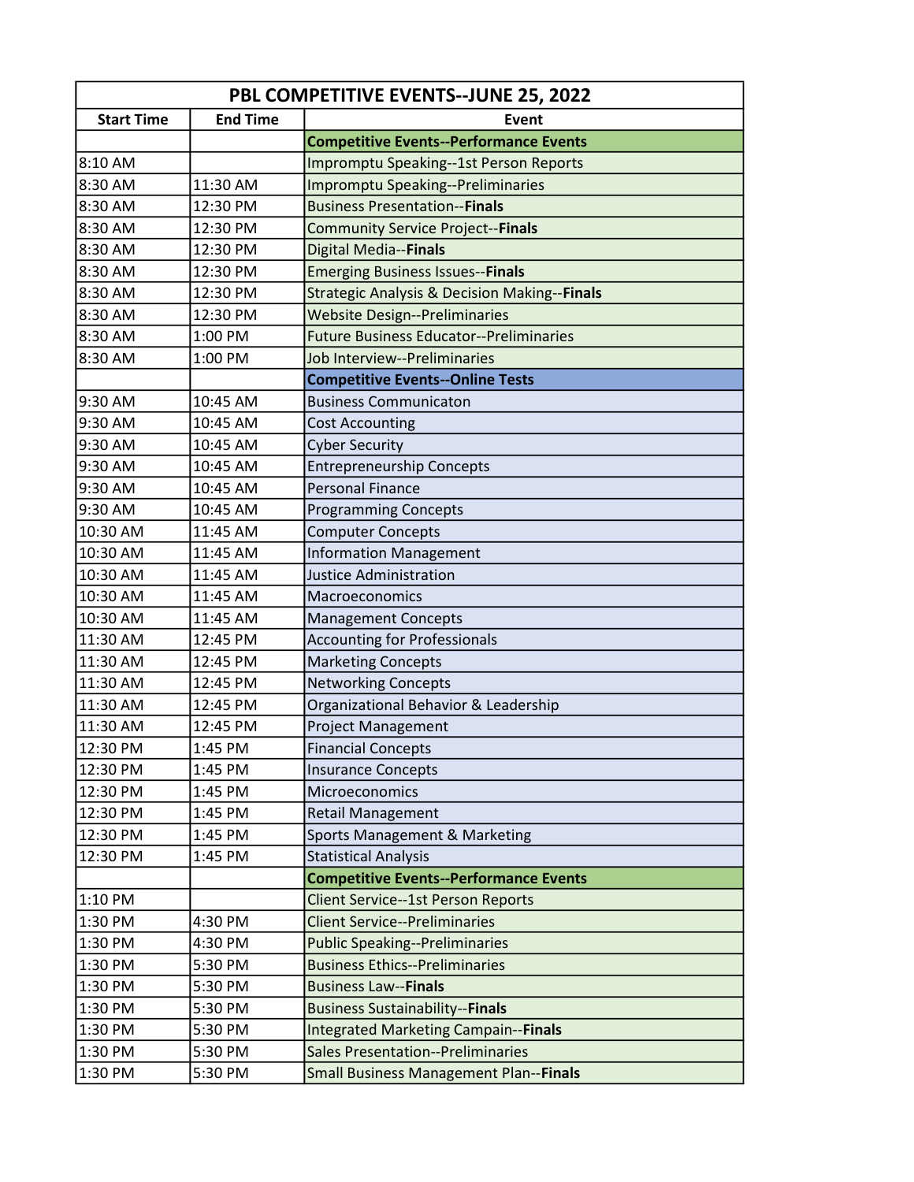| PBL COMPETITIVE EVENTS--JUNE 25, 2022 | | |
|---|---|---|
| **Start Time** | **End Time** | **Event** |
| | | **Competitive Events--Performance Events** |
| 8:10 AM | | Impromptu Speaking--1st Person Reports |
| 8:30 AM | 11:30 AM | Impromptu Speaking--Preliminaries |
| 8:30 AM | 12:30 PM | Business Presentation--**Finals** |
| 8:30 AM | 12:30 PM | Community Service Project--**Finals** |
| 8:30 AM | 12:30 PM | Digital Media--**Finals** |
| 8:30 AM | 12:30 PM | Emerging Business Issues--**Finals** |
| 8:30 AM | 12:30 PM | Strategic Analysis & Decision Making--**Finals** |
| 8:30 AM | 12:30 PM | Website Design--Preliminaries |
| 8:30 AM | 1:00 PM | Future Business Educator--Preliminaries |
| 8:30 AM | 1:00 PM | Job Interview--Preliminaries |
| | | **Competitive Events--Online Tests** |
| 9:30 AM | 10:45 AM | Business Communicaton |
| 9:30 AM | 10:45 AM | Cost Accounting |
| 9:30 AM | 10:45 AM | Cyber Security |
| 9:30 AM | 10:45 AM | Entrepreneurship Concepts |
| 9:30 AM | 10:45 AM | Personal Finance |
| 9:30 AM | 10:45 AM | Programming Concepts |
| 10:30 AM | 11:45 AM | Computer Concepts |
| 10:30 AM | 11:45 AM | Information Management |
| 10:30 AM | 11:45 AM | Justice Administration |
| 10:30 AM | 11:45 AM | Macroeconomics |
| 10:30 AM | 11:45 AM | Management Concepts |
| 11:30 AM | 12:45 PM | Accounting for Professionals |
| 11:30 AM | 12:45 PM | Marketing Concepts |
| 11:30 AM | 12:45 PM | Networking Concepts |
| 11:30 AM | 12:45 PM | Organizational Behavior & Leadership |
| 11:30 AM | 12:45 PM | Project Management |
| 12:30 PM | 1:45 PM | Financial Concepts |
| 12:30 PM | 1:45 PM | Insurance Concepts |
| 12:30 PM | 1:45 PM | Microeconomics |
| 12:30 PM | 1:45 PM | Retail Management |
| 12:30 PM | 1:45 PM | Sports Management & Marketing |
| 12:30 PM | 1:45 PM | Statistical Analysis |
| | | **Competitive Events--Performance Events** |
| 1:10 PM | | Client Service--1st Person Reports |
| 1:30 PM | 4:30 PM | Client Service--Preliminaries |
| 1:30 PM | 4:30 PM | Public Speaking--Preliminaries |
| 1:30 PM | 5:30 PM | Business Ethics--Preliminaries |
| 1:30 PM | 5:30 PM | Business Law--**Finals** |
| 1:30 PM | 5:30 PM | Business Sustainability--**Finals** |
| 1:30 PM | 5:30 PM | Integrated Marketing Campaign--**Finals** |
| 1:30 PM | 5:30 PM | Sales Presentation--Preliminaries |
| 1:30 PM | 5:30 PM | Small Business Management Plan--**Finals** |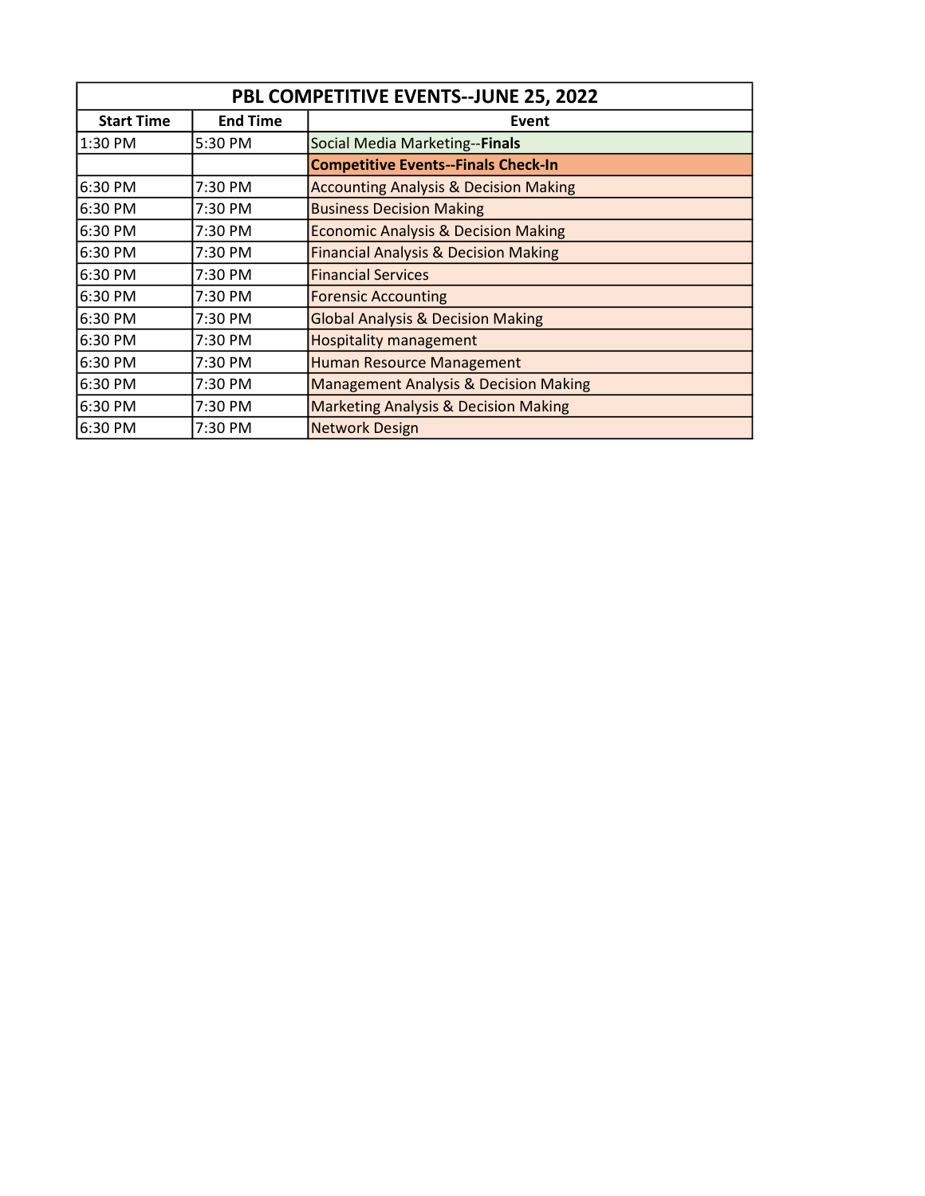| PBL COMPETITIVE EVENTS--JUNE 25, 2022 | | |
|---|---|---|
| **Start Time** | **End Time** | **Event** |
| 1:30 PM | 5:30 PM | Social Media Marketing--**Finals** |
| | | **Competitive Events--Finals Check-In** |
| 6:30 PM | 7:30 PM | Accounting Analysis & Decision Making |
| 6:30 PM | 7:30 PM | Business Decision Making |
| 6:30 PM | 7:30 PM | Economic Analysis & Decision Making |
| 6:30 PM | 7:30 PM | Financial Analysis & Decision Making |
| 6:30 PM | 7:30 PM | Financial Services |
| 6:30 PM | 7:30 PM | Forensic Accounting |
| 6:30 PM | 7:30 PM | Global Analysis & Decision Making |
| 6:30 PM | 7:30 PM | Hospitality management |
| 6:30 PM | 7:30 PM | Human Resource Management |
| 6:30 PM | 7:30 PM | Management Analysis & Decision Making |
| 6:30 PM | 7:30 PM | Marketing Analysis & Decision Making |
| 6:30 PM | 7:30 PM | Network Design |